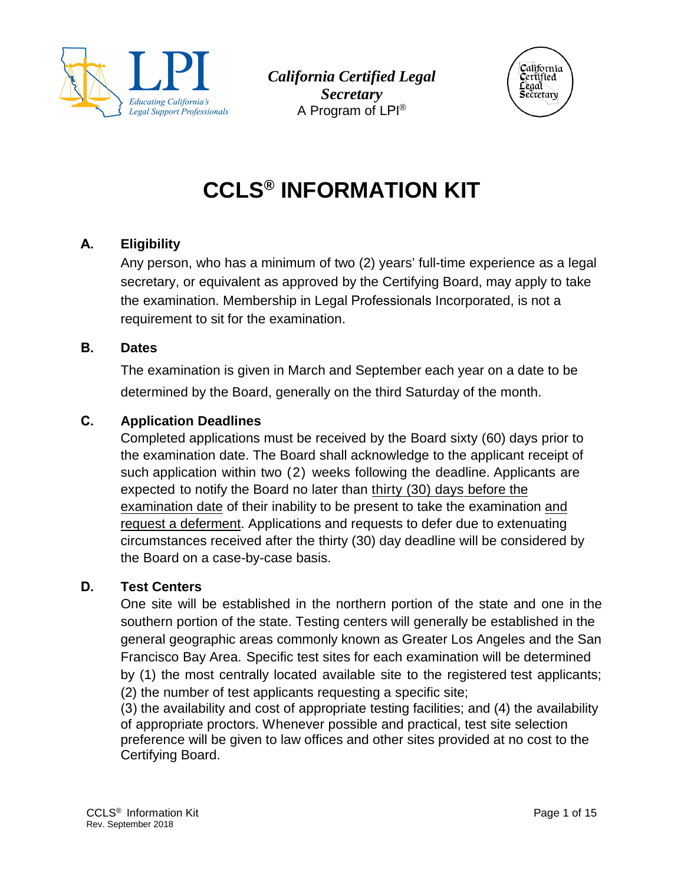*California Certified Legal Secretary*
A Program of LPI®

# CCLS® INFORMATION KIT

## A. Eligibility

Any person, who has a minimum of two (2) years' full-time experience as a legal secretary, or equivalent as approved by the Certifying Board, may apply to take the examination. Membership in Legal Professionals Incorporated, is not a requirement to sit for the examination.

## B. Dates

The examination is given in March and September each year on a date to be determined by the Board, generally on the third Saturday of the month.

## C. Application Deadlines

Completed applications must be received by the Board sixty (60) days prior to the examination date. The Board shall acknowledge to the applicant receipt of such application within two (2) weeks following the deadline. Applicants are expected to notify the Board no later than thirty (30) days before the examination date of their inability to be present to take the examination and request a deferment. Applications and requests to defer due to extenuating circumstances received after the thirty (30) day deadline will be considered by the Board on a case-by-case basis.

## D. Test Centers

One site will be established in the northern portion of the state and one in the southern portion of the state. Testing centers will generally be established in the general geographic areas commonly known as Greater Los Angeles and the San Francisco Bay Area. Specific test sites for each examination will be determined by (1) the most centrally located available site to the registered test applicants; (2) the number of test applicants requesting a specific site; (3) the availability and cost of appropriate testing facilities; and (4) the availability of appropriate proctors. Whenever possible and practical, test site selection preference will be given to law offices and other sites provided at no cost to the Certifying Board.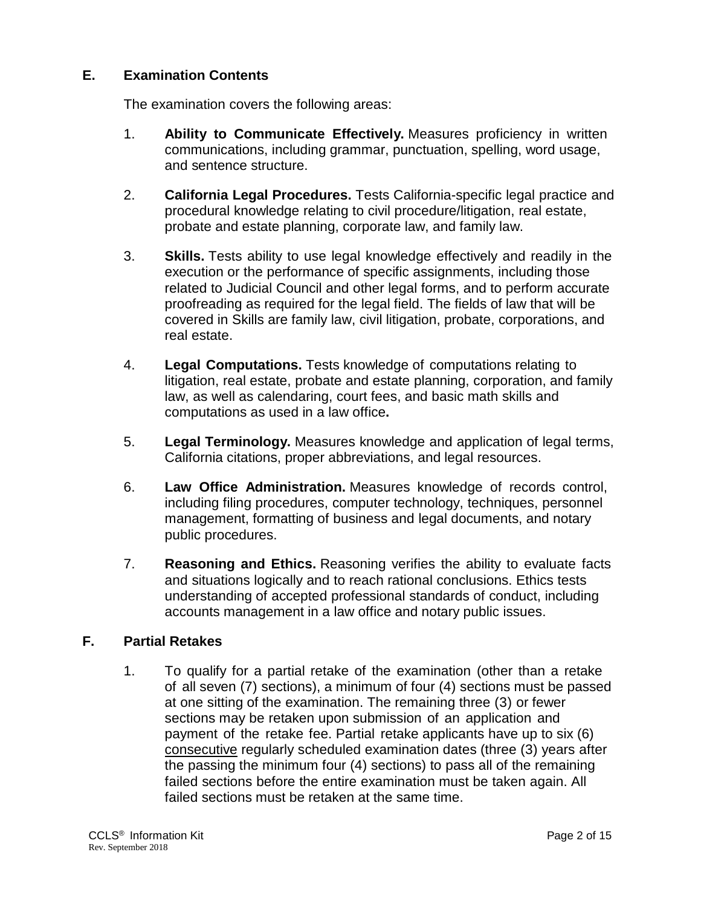## E. Examination Contents

The examination covers the following areas:

1. **Ability to Communicate Effectively.** Measures proficiency in written communications, including grammar, punctuation, spelling, word usage, and sentence structure.

2. **California Legal Procedures.** Tests California-specific legal practice and procedural knowledge relating to civil procedure/litigation, real estate, probate and estate planning, corporate law, and family law.

3. **Skills.** Tests ability to use legal knowledge effectively and readily in the execution or the performance of specific assignments, including those related to Judicial Council and other legal forms, and to perform accurate proofreading as required for the legal field. The fields of law that will be covered in Skills are family law, civil litigation, probate, corporations, and real estate.

4. **Legal Computations.** Tests knowledge of computations relating to litigation, real estate, probate and estate planning, corporation, and family law, as well as calendaring, court fees, and basic math skills and computations as used in a law office**.**

5. **Legal Terminology.** Measures knowledge and application of legal terms, California citations, proper abbreviations, and legal resources.

6. **Law Office Administration.** Measures knowledge of records control, including filing procedures, computer technology, techniques, personnel management, formatting of business and legal documents, and notary public procedures.

7. **Reasoning and Ethics.** Reasoning verifies the ability to evaluate facts and situations logically and to reach rational conclusions. Ethics tests understanding of accepted professional standards of conduct, including accounts management in a law office and notary public issues.

## F. Partial Retakes

1. To qualify for a partial retake of the examination (other than a retake of all seven (7) sections), a minimum of four (4) sections must be passed at one sitting of the examination. The remaining three (3) or fewer sections may be retaken upon submission of an application and payment of the retake fee. Partial retake applicants have up to six (6) <u>consecutive</u> regularly scheduled examination dates (three (3) years after the passing the minimum four (4) sections) to pass all of the remaining failed sections before the entire examination must be taken again. All failed sections must be retaken at the same time.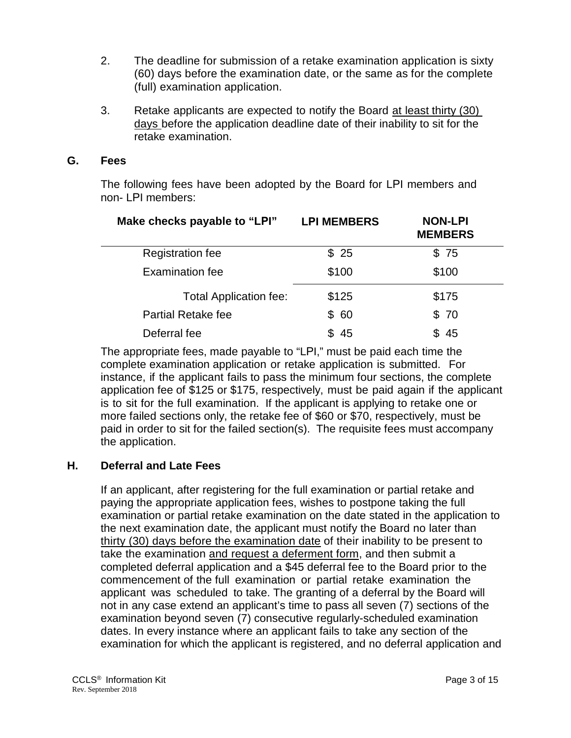2. The deadline for submission of a retake examination application is sixty (60) days before the examination date, or the same as for the complete (full) examination application.

3. Retake applicants are expected to notify the Board <u>at least thirty (30) days</u> before the application deadline date of their inability to sit for the retake examination.

## G. Fees

The following fees have been adopted by the Board for LPI members and non- LPI members:

| Make checks payable to "LPI" | LPI MEMBERS | NON-LPI MEMBERS |
|---|---|---|
| Registration fee | $ 25 | $ 75 |
| Examination fee | $100 | $100 |
| Total Application fee: | $125 | $175 |
| Partial Retake fee | $ 60 | $ 70 |
| Deferral fee | $ 45 | $ 45 |

The appropriate fees, made payable to "LPI," must be paid each time the complete examination application or retake application is submitted. For instance, if the applicant fails to pass the minimum four sections, the complete application fee of $125 or $175, respectively, must be paid again if the applicant is to sit for the full examination. If the applicant is applying to retake one or more failed sections only, the retake fee of $60 or $70, respectively, must be paid in order to sit for the failed section(s). The requisite fees must accompany the application.

## H. Deferral and Late Fees

If an applicant, after registering for the full examination or partial retake and paying the appropriate application fees, wishes to postpone taking the full examination or partial retake examination on the date stated in the application to the next examination date, the applicant must notify the Board no later than <u>thirty (30) days before the examination date</u> of their inability to be present to take the examination <u>and request a deferment form</u>, and then submit a completed deferral application and a $45 deferral fee to the Board prior to the commencement of the full examination or partial retake examination the applicant was scheduled to take. The granting of a deferral by the Board will not in any case extend an applicant's time to pass all seven (7) sections of the examination beyond seven (7) consecutive regularly-scheduled examination dates. In every instance where an applicant fails to take any section of the examination for which the applicant is registered, and no deferral application and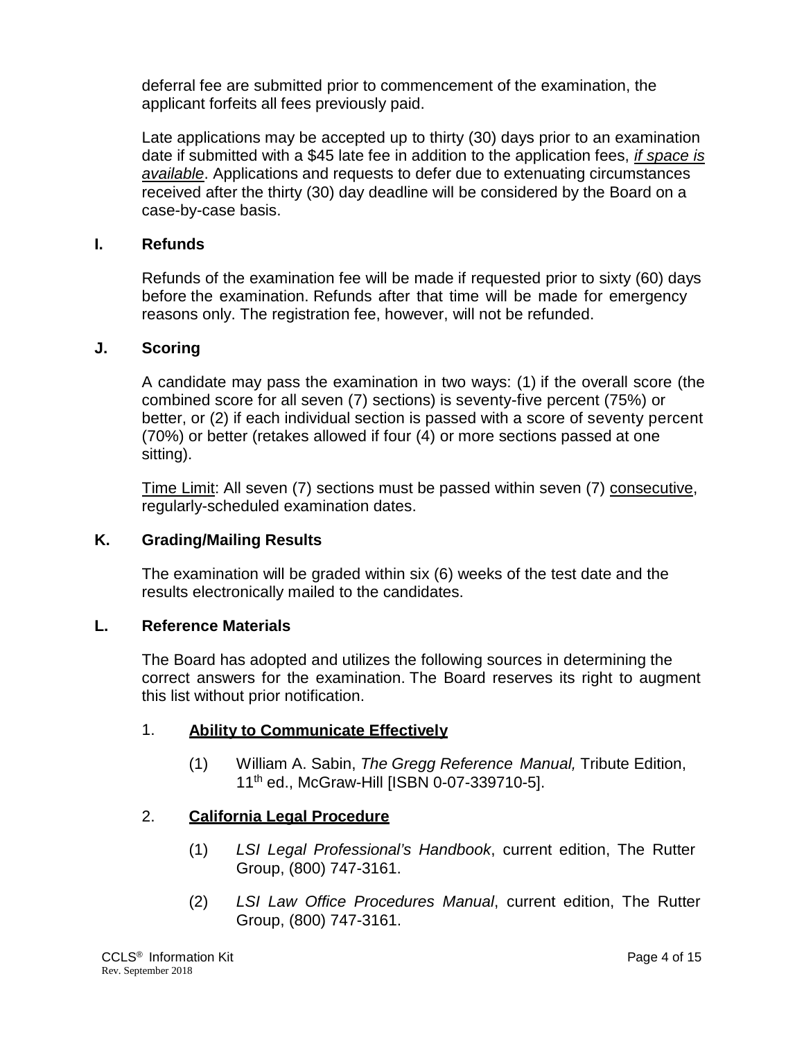deferral fee are submitted prior to commencement of the examination, the applicant forfeits all fees previously paid.

Late applications may be accepted up to thirty (30) days prior to an examination date if submitted with a $45 late fee in addition to the application fees, *if space is available*. Applications and requests to defer due to extenuating circumstances received after the thirty (30) day deadline will be considered by the Board on a case-by-case basis.

## I. Refunds

Refunds of the examination fee will be made if requested prior to sixty (60) days before the examination. Refunds after that time will be made for emergency reasons only. The registration fee, however, will not be refunded.

## J. Scoring

A candidate may pass the examination in two ways: (1) if the overall score (the combined score for all seven (7) sections) is seventy-five percent (75%) or better, or (2) if each individual section is passed with a score of seventy percent (70%) or better (retakes allowed if four (4) or more sections passed at one sitting).

Time Limit: All seven (7) sections must be passed within seven (7) consecutive, regularly-scheduled examination dates.

## K. Grading/Mailing Results

The examination will be graded within six (6) weeks of the test date and the results electronically mailed to the candidates.

## L. Reference Materials

The Board has adopted and utilizes the following sources in determining the correct answers for the examination. The Board reserves its right to augment this list without prior notification.

### 1. Ability to Communicate Effectively

(1) William A. Sabin, *The Gregg Reference Manual,* Tribute Edition, 11th ed., McGraw-Hill [ISBN 0-07-339710-5].

### 2. California Legal Procedure

(1) *LSI Legal Professional's Handbook*, current edition, The Rutter Group, (800) 747-3161.

(2) *LSI Law Office Procedures Manual*, current edition, The Rutter Group, (800) 747-3161.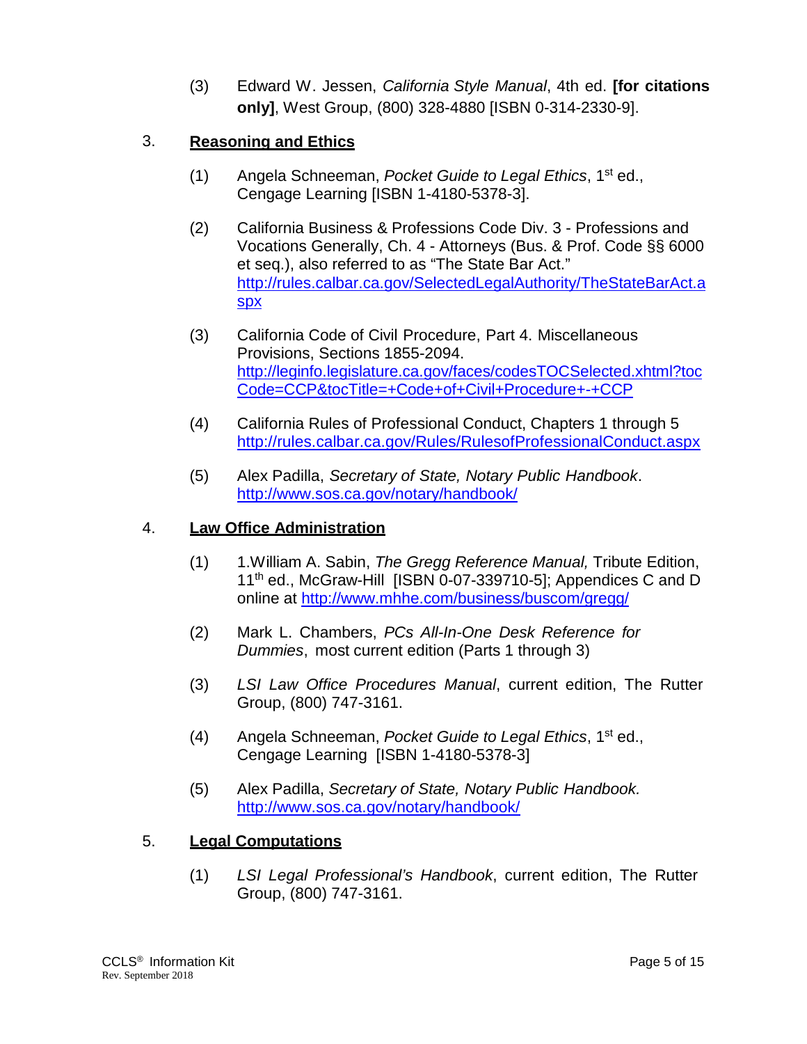(3) Edward W. Jessen, *California Style Manual*, 4th ed. **[for citations only]**, West Group, (800) 328-4880 [ISBN 0-314-2330-9].

3. **Reasoning and Ethics**

(1) Angela Schneeman, *Pocket Guide to Legal Ethics*, 1st ed., Cengage Learning [ISBN 1-4180-5378-3].

(2) California Business & Professions Code Div. 3 - Professions and Vocations Generally, Ch. 4 - Attorneys (Bus. & Prof. Code §§ 6000 et seq.), also referred to as "The State Bar Act." http://rules.calbar.ca.gov/SelectedLegalAuthority/TheStateBarAct.aspx

(3) California Code of Civil Procedure, Part 4. Miscellaneous Provisions, Sections 1855-2094. http://leginfo.legislature.ca.gov/faces/codesTOCSelected.xhtml?tocCode=CCP&tocTitle=+Code+of+Civil+Procedure+-+CCP

(4) California Rules of Professional Conduct, Chapters 1 through 5 http://rules.calbar.ca.gov/Rules/RulesofProfessionalConduct.aspx

(5) Alex Padilla, *Secretary of State, Notary Public Handbook*. http://www.sos.ca.gov/notary/handbook/

4. **Law Office Administration**

(1) 1.William A. Sabin, *The Gregg Reference Manual,* Tribute Edition, 11th ed., McGraw-Hill [ISBN 0-07-339710-5]; Appendices C and D online at http://www.mhhe.com/business/buscom/gregg/

(2) Mark L. Chambers, *PCs All-In-One Desk Reference for Dummies*, most current edition (Parts 1 through 3)

(3) *LSI Law Office Procedures Manual*, current edition, The Rutter Group, (800) 747-3161.

(4) Angela Schneeman, *Pocket Guide to Legal Ethics*, 1st ed., Cengage Learning [ISBN 1-4180-5378-3]

(5) Alex Padilla, *Secretary of State, Notary Public Handbook.* http://www.sos.ca.gov/notary/handbook/

5. **Legal Computations**

(1) *LSI Legal Professional's Handbook*, current edition, The Rutter Group, (800) 747-3161.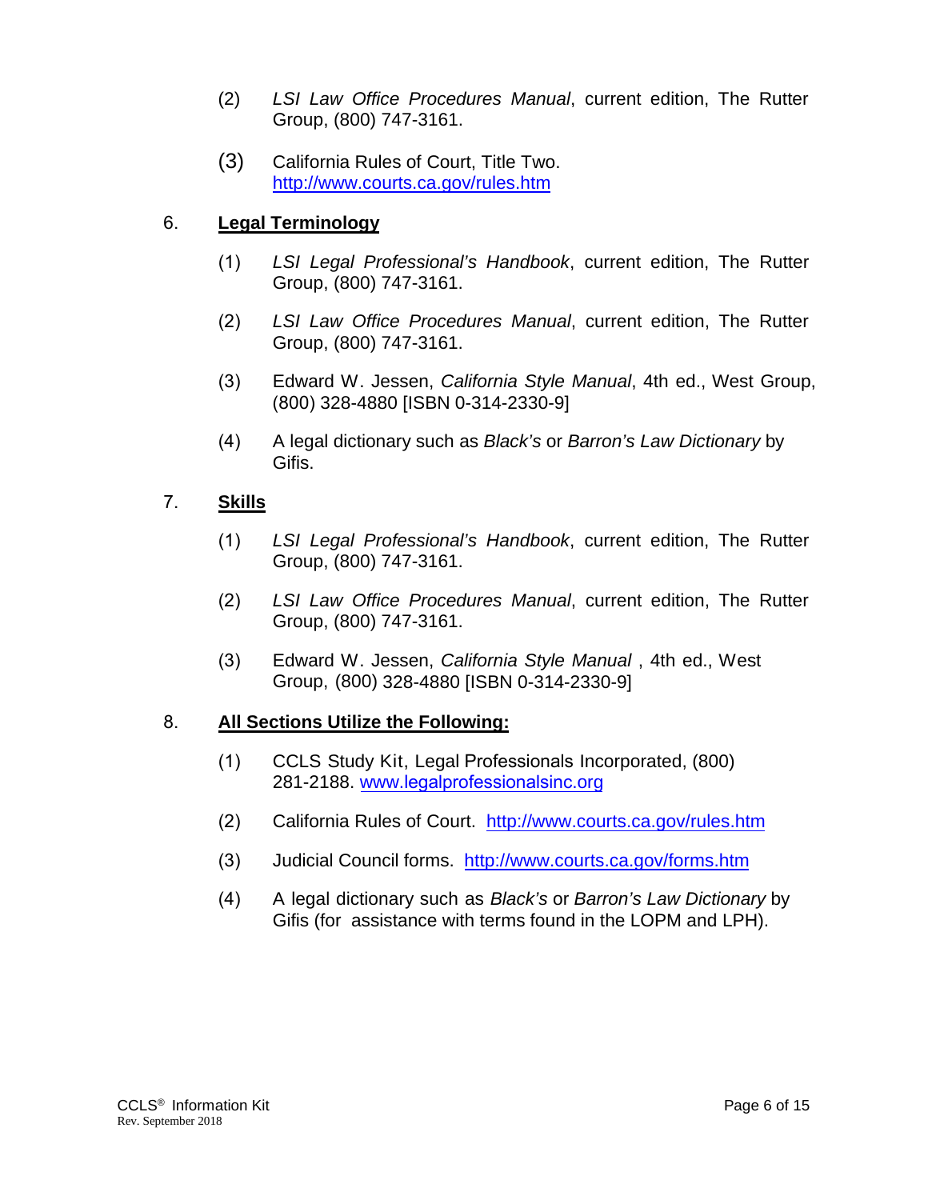(2) *LSI Law Office Procedures Manual*, current edition, The Rutter Group, (800) 747-3161.

(3) California Rules of Court, Title Two. http://www.courts.ca.gov/rules.htm

6. **Legal Terminology**

(1) *LSI Legal Professional's Handbook*, current edition, The Rutter Group, (800) 747-3161.

(2) *LSI Law Office Procedures Manual*, current edition, The Rutter Group, (800) 747-3161.

(3) Edward W. Jessen, *California Style Manual*, 4th ed., West Group, (800) 328-4880 [ISBN 0-314-2330-9]

(4) A legal dictionary such as *Black's* or *Barron's Law Dictionary* by Gifis.

7. **Skills**

(1) *LSI Legal Professional's Handbook*, current edition, The Rutter Group, (800) 747-3161.

(2) *LSI Law Office Procedures Manual*, current edition, The Rutter Group, (800) 747-3161.

(3) Edward W. Jessen, *California Style Manual* , 4th ed., West Group, (800) 328-4880 [ISBN 0-314-2330-9]

8. **All Sections Utilize the Following:**

(1) CCLS Study Kit, Legal Professionals Incorporated, (800) 281-2188. www.legalprofessionalsinc.org

(2) California Rules of Court. http://www.courts.ca.gov/rules.htm

(3) Judicial Council forms. http://www.courts.ca.gov/forms.htm

(4) A legal dictionary such as *Black's* or *Barron's Law Dictionary* by Gifis (for assistance with terms found in the LOPM and LPH).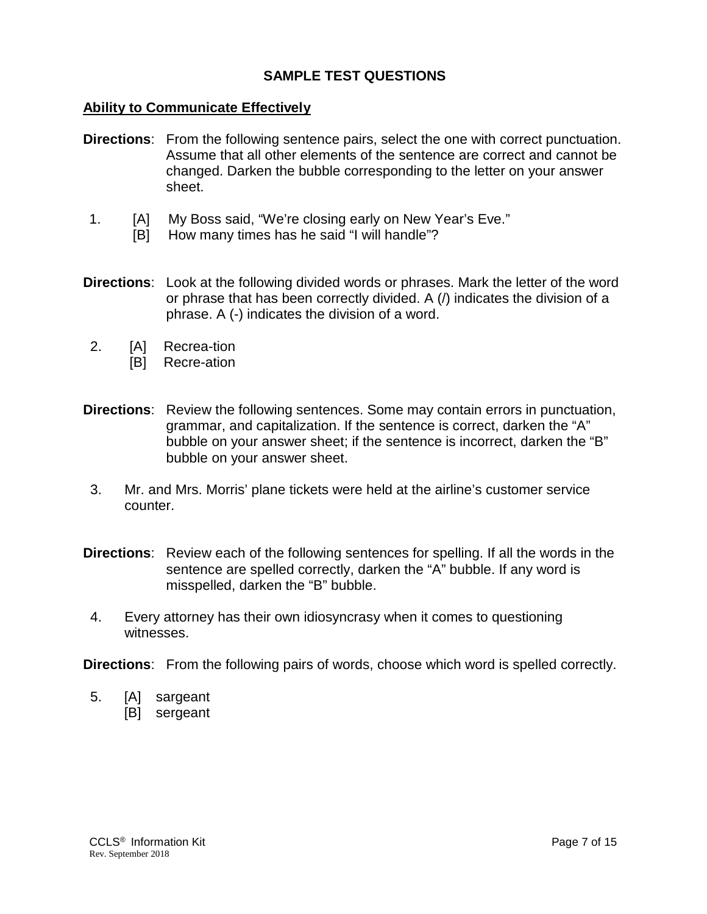## SAMPLE TEST QUESTIONS

### Ability to Communicate Effectively

**Directions**: From the following sentence pairs, select the one with correct punctuation. Assume that all other elements of the sentence are correct and cannot be changed. Darken the bubble corresponding to the letter on your answer sheet.

1. [A] My Boss said, "We're closing early on New Year's Eve."
   [B] How many times has he said "I will handle"?

**Directions**: Look at the following divided words or phrases. Mark the letter of the word or phrase that has been correctly divided. A (/) indicates the division of a phrase. A (-) indicates the division of a word.

2. [A] Recrea-tion
   [B] Recre-ation

**Directions**: Review the following sentences. Some may contain errors in punctuation, grammar, and capitalization. If the sentence is correct, darken the "A" bubble on your answer sheet; if the sentence is incorrect, darken the "B" bubble on your answer sheet.

3. Mr. and Mrs. Morris' plane tickets were held at the airline's customer service counter.

**Directions**: Review each of the following sentences for spelling. If all the words in the sentence are spelled correctly, darken the "A" bubble. If any word is misspelled, darken the "B" bubble.

4. Every attorney has their own idiosyncrasy when it comes to questioning witnesses.

**Directions**: From the following pairs of words, choose which word is spelled correctly.

5. [A] sargeant
   [B] sergeant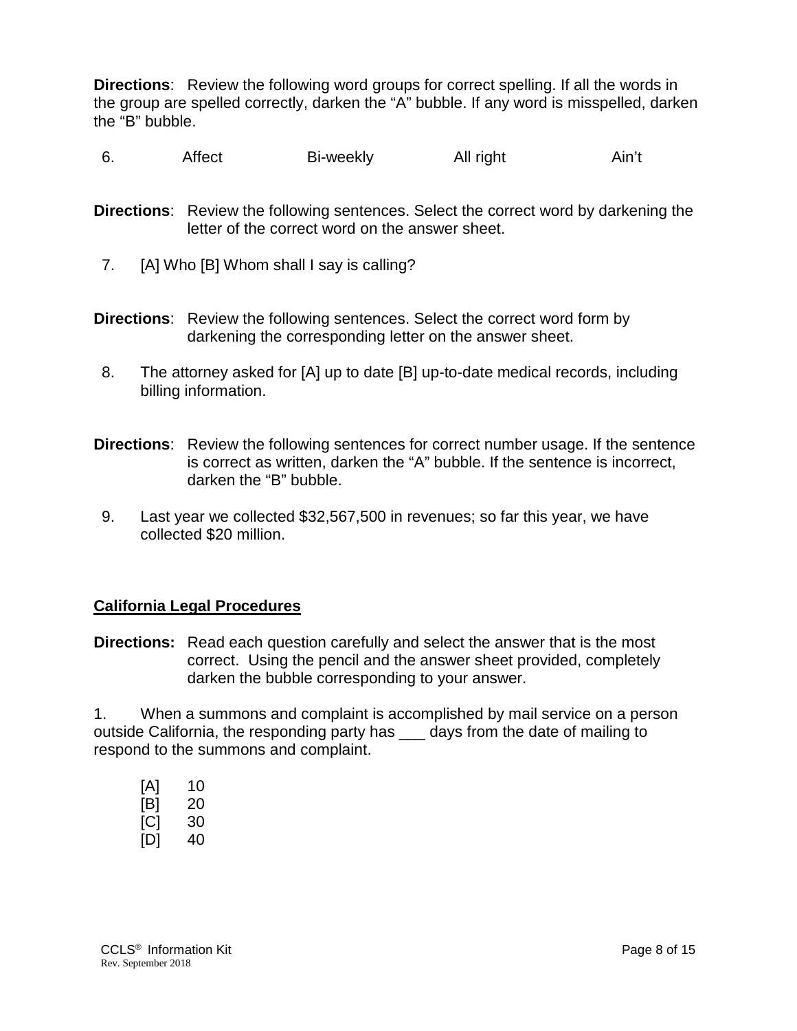**Directions**: Review the following word groups for correct spelling. If all the words in the group are spelled correctly, darken the "A" bubble. If any word is misspelled, darken the "B" bubble.

6. Affect Bi-weekly All right Ain't

**Directions**: Review the following sentences. Select the correct word by darkening the letter of the correct word on the answer sheet.

7. [A] Who [B] Whom shall I say is calling?

**Directions**: Review the following sentences. Select the correct word form by darkening the corresponding letter on the answer sheet.

8. The attorney asked for [A] up to date [B] up-to-date medical records, including billing information.

**Directions**: Review the following sentences for correct number usage. If the sentence is correct as written, darken the "A" bubble. If the sentence is incorrect, darken the "B" bubble.

9. Last year we collected $32,567,500 in revenues; so far this year, we have collected $20 million.

## California Legal Procedures

**Directions:** Read each question carefully and select the answer that is the most correct. Using the pencil and the answer sheet provided, completely darken the bubble corresponding to your answer.

1. When a summons and complaint is accomplished by mail service on a person outside California, the responding party has ___ days from the date of mailing to respond to the summons and complaint.

[A] 10
[B] 20
[C] 30
[D] 40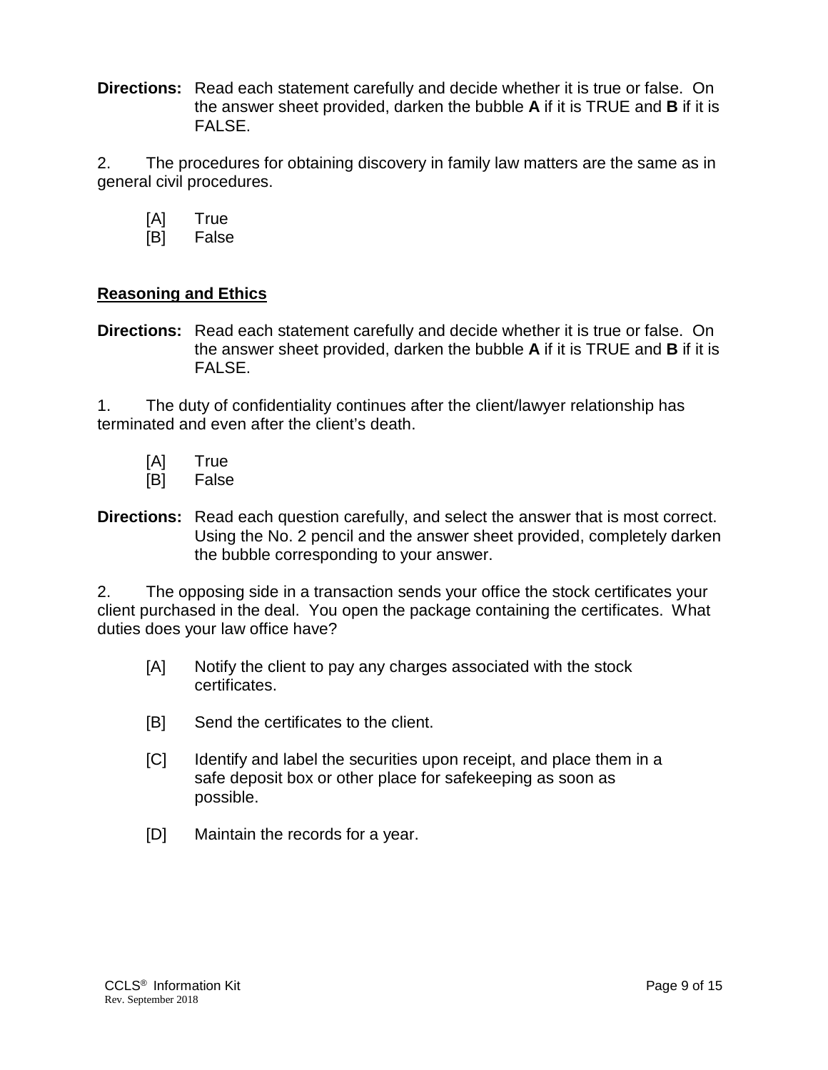**Directions:** Read each statement carefully and decide whether it is true or false. On the answer sheet provided, darken the bubble **A** if it is TRUE and **B** if it is FALSE.

2. The procedures for obtaining discovery in family law matters are the same as in general civil procedures.

[A] True
[B] False

## Reasoning and Ethics

**Directions:** Read each statement carefully and decide whether it is true or false. On the answer sheet provided, darken the bubble **A** if it is TRUE and **B** if it is FALSE.

1. The duty of confidentiality continues after the client/lawyer relationship has terminated and even after the client's death.

[A] True
[B] False

**Directions:** Read each question carefully, and select the answer that is most correct. Using the No. 2 pencil and the answer sheet provided, completely darken the bubble corresponding to your answer.

2. The opposing side in a transaction sends your office the stock certificates your client purchased in the deal. You open the package containing the certificates. What duties does your law office have?

[A] Notify the client to pay any charges associated with the stock certificates.

[B] Send the certificates to the client.

[C] Identify and label the securities upon receipt, and place them in a safe deposit box or other place for safekeeping as soon as possible.

[D] Maintain the records for a year.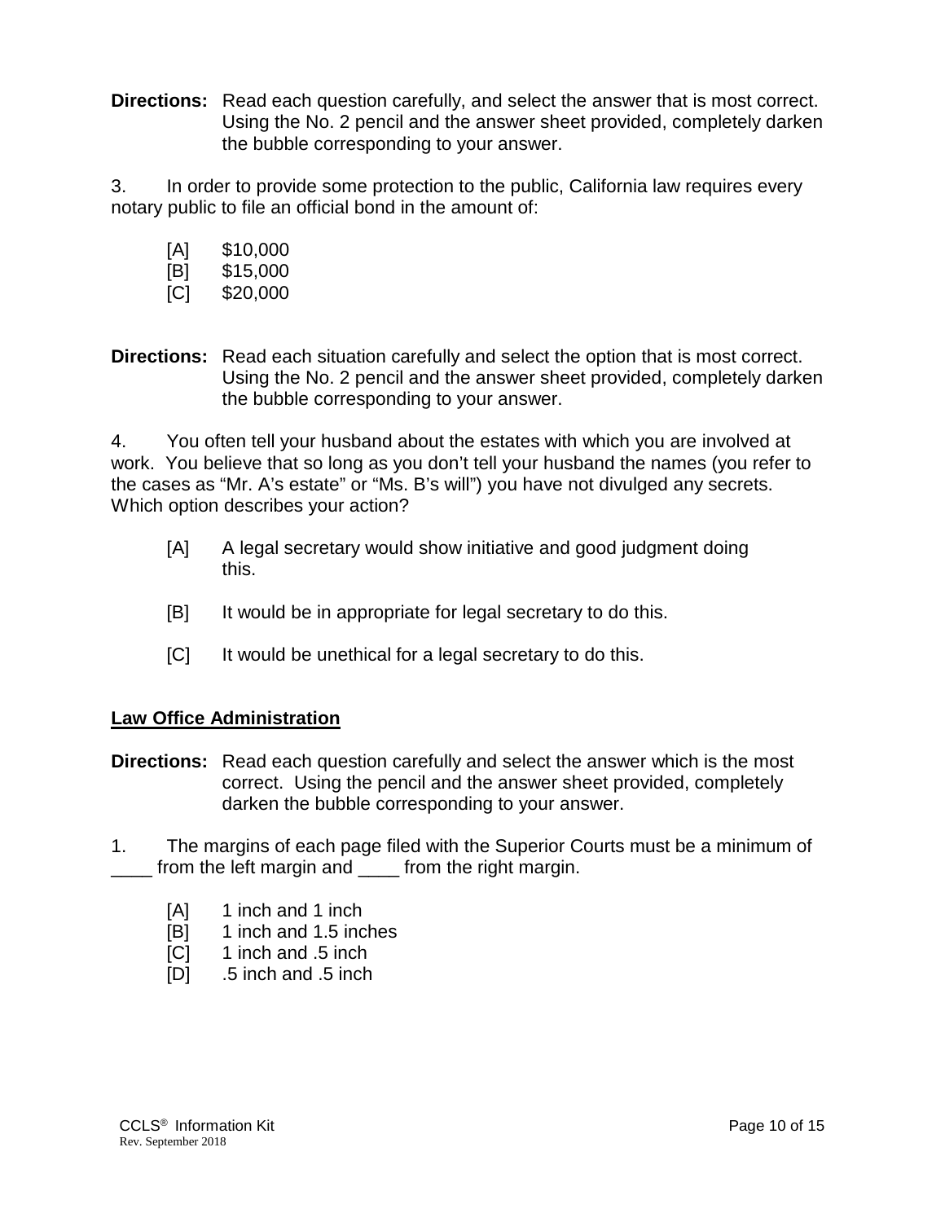**Directions:** Read each question carefully, and select the answer that is most correct. Using the No. 2 pencil and the answer sheet provided, completely darken the bubble corresponding to your answer.

3. In order to provide some protection to the public, California law requires every notary public to file an official bond in the amount of:

[A] $10,000
[B] $15,000
[C] $20,000

**Directions:** Read each situation carefully and select the option that is most correct. Using the No. 2 pencil and the answer sheet provided, completely darken the bubble corresponding to your answer.

4. You often tell your husband about the estates with which you are involved at work. You believe that so long as you don't tell your husband the names (you refer to the cases as "Mr. A's estate" or "Ms. B's will") you have not divulged any secrets. Which option describes your action?

[A] A legal secretary would show initiative and good judgment doing this.

[B] It would be in appropriate for legal secretary to do this.

[C] It would be unethical for a legal secretary to do this.

**<u>Law Office Administration</u>**

**Directions:** Read each question carefully and select the answer which is the most correct. Using the pencil and the answer sheet provided, completely darken the bubble corresponding to your answer.

1. The margins of each page filed with the Superior Courts must be a minimum of ____ from the left margin and ____ from the right margin.

[A] 1 inch and 1 inch
[B] 1 inch and 1.5 inches
[C] 1 inch and .5 inch
[D] .5 inch and .5 inch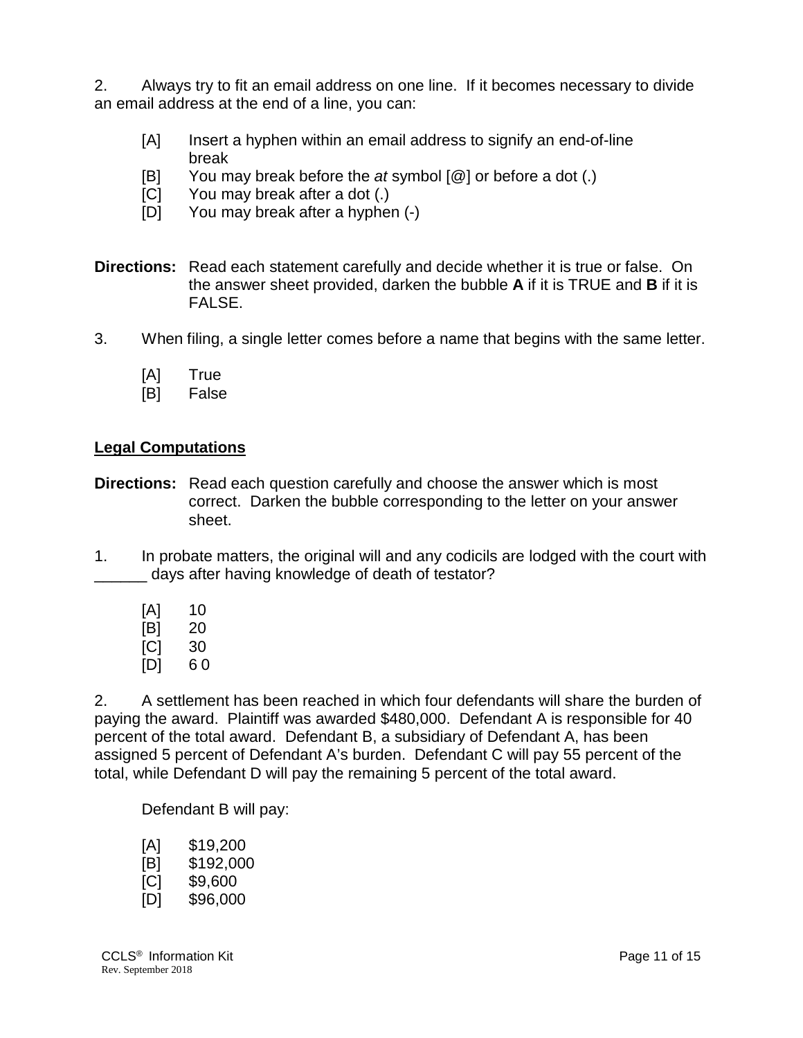2. Always try to fit an email address on one line. If it becomes necessary to divide an email address at the end of a line, you can:

[A] Insert a hyphen within an email address to signify an end-of-line break
[B] You may break before the *at* symbol [@] or before a dot (.)
[C] You may break after a dot (.)
[D] You may break after a hyphen (-)

**Directions:** Read each statement carefully and decide whether it is true or false. On the answer sheet provided, darken the bubble **A** if it is TRUE and **B** if it is FALSE.

3. When filing, a single letter comes before a name that begins with the same letter.

[A] True
[B] False

**<u>Legal Computations</u>**

**Directions:** Read each question carefully and choose the answer which is most correct. Darken the bubble corresponding to the letter on your answer sheet.

1. In probate matters, the original will and any codicils are lodged with the court with ______ days after having knowledge of death of testator?

[A] 10
[B] 20
[C] 30
[D] 6 0

2. A settlement has been reached in which four defendants will share the burden of paying the award. Plaintiff was awarded $480,000. Defendant A is responsible for 40 percent of the total award. Defendant B, a subsidiary of Defendant A, has been assigned 5 percent of Defendant A's burden. Defendant C will pay 55 percent of the total, while Defendant D will pay the remaining 5 percent of the total award.

Defendant B will pay:

[A] $19,200
[B] $192,000
[C] $9,600
[D] $96,000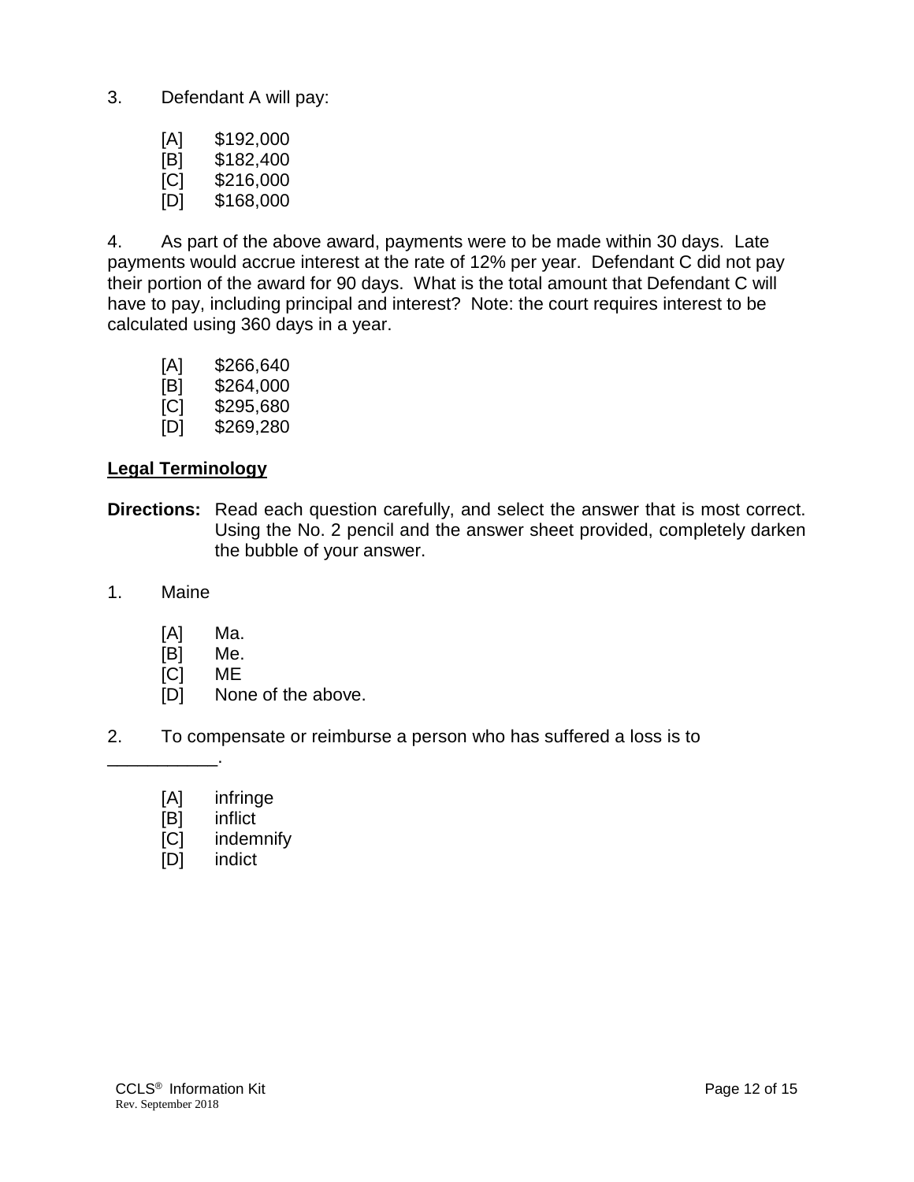3. Defendant A will pay:

[A] $192,000
[B] $182,400
[C] $216,000
[D] $168,000

4. As part of the above award, payments were to be made within 30 days. Late payments would accrue interest at the rate of 12% per year. Defendant C did not pay their portion of the award for 90 days. What is the total amount that Defendant C will have to pay, including principal and interest? Note: the court requires interest to be calculated using 360 days in a year.

[A] $266,640
[B] $264,000
[C] $295,680
[D] $269,280

## Legal Terminology

**Directions:** Read each question carefully, and select the answer that is most correct. Using the No. 2 pencil and the answer sheet provided, completely darken the bubble of your answer.

1. Maine

[A] Ma.
[B] Me.
[C] ME
[D] None of the above.

2. To compensate or reimburse a person who has suffered a loss is to ___________.

[A] infringe
[B] inflict
[C] indemnify
[D] indict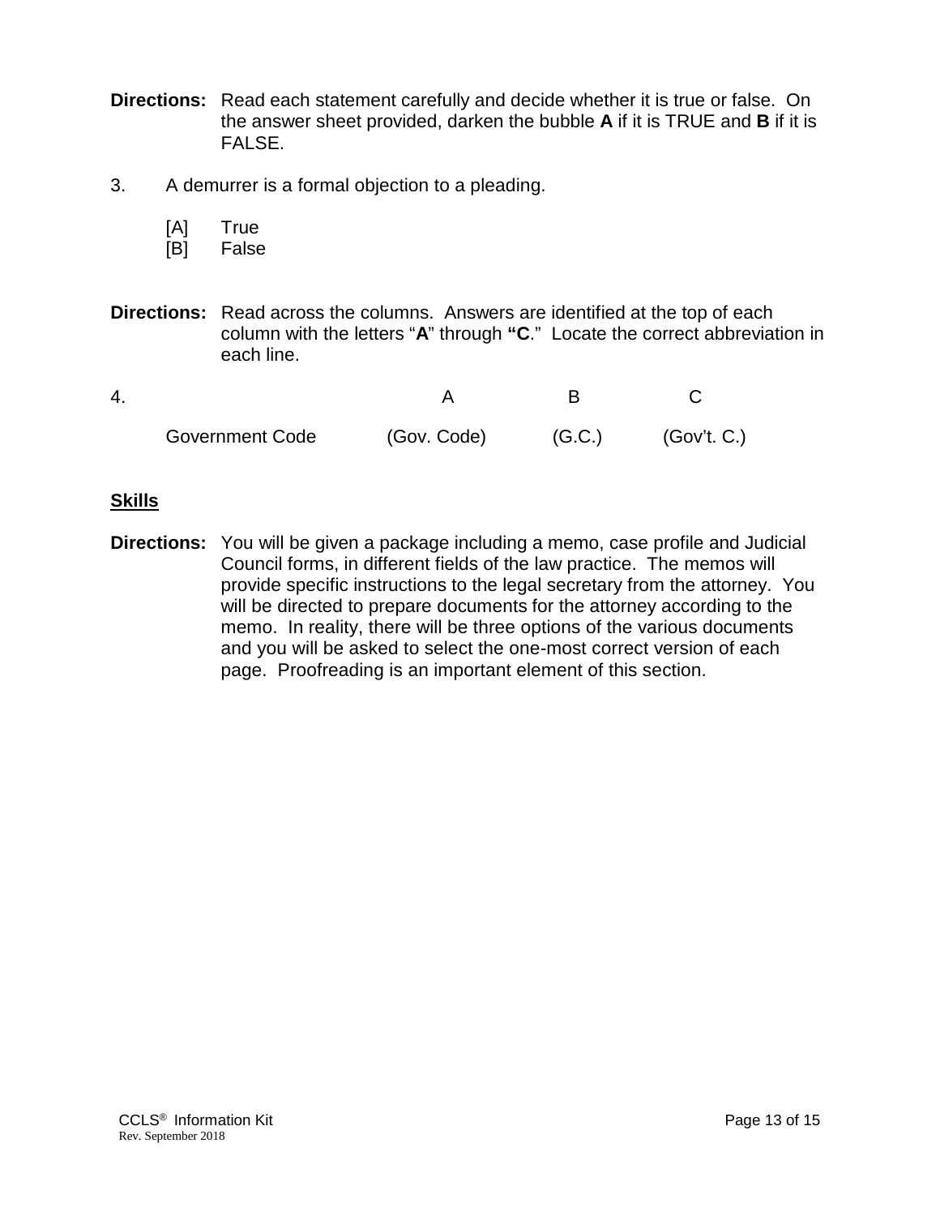**Directions:** Read each statement carefully and decide whether it is true or false. On the answer sheet provided, darken the bubble **A** if it is TRUE and **B** if it is FALSE.

3. A demurrer is a formal objection to a pleading.

    [A] True
    [B] False

**Directions:** Read across the columns. Answers are identified at the top of each column with the letters "**A**" through **"C**." Locate the correct abbreviation in each line.

| 4. | A | B | C |
|---|---|---|---|
| Government Code | (Gov. Code) | (G.C.) | (Gov't. C.) |

## Skills

**Directions:** You will be given a package including a memo, case profile and Judicial Council forms, in different fields of the law practice. The memos will provide specific instructions to the legal secretary from the attorney. You will be directed to prepare documents for the attorney according to the memo. In reality, there will be three options of the various documents and you will be asked to select the one-most correct version of each page. Proofreading is an important element of this section.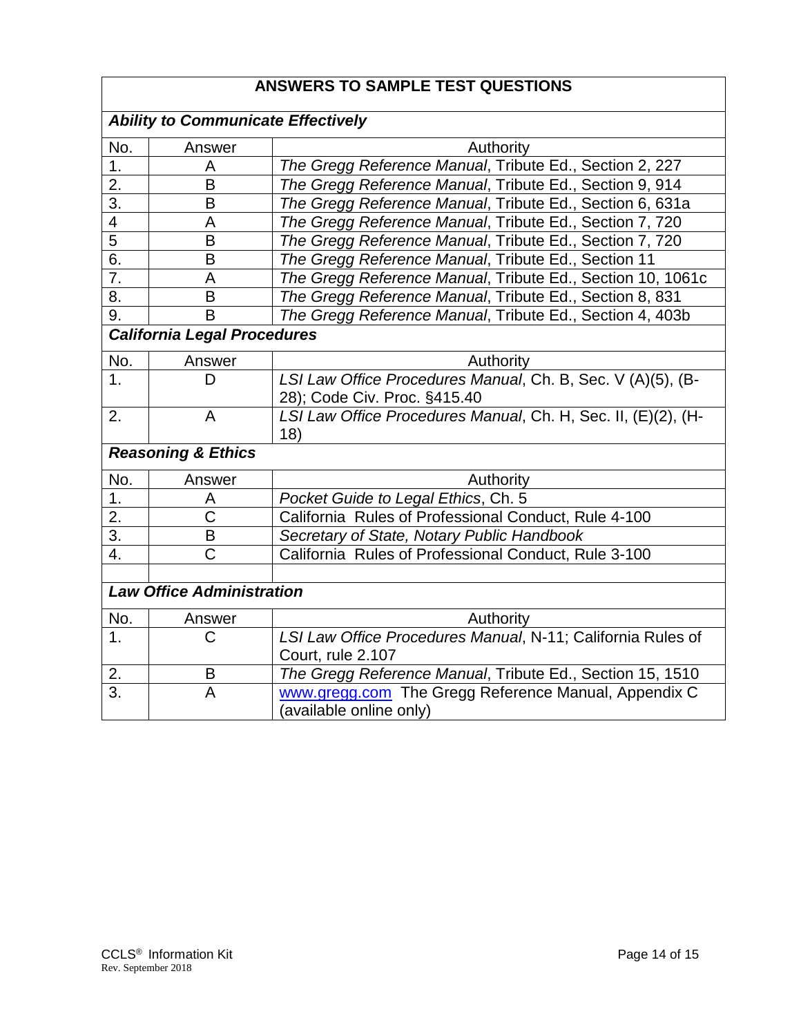## ANSWERS TO SAMPLE TEST QUESTIONS

### *Ability to Communicate Effectively*

| No. | Answer | Authority |
|---|---|---|
| 1. | A | *The Gregg Reference Manual*, Tribute Ed., Section 2, 227 |
| 2. | B | *The Gregg Reference Manual*, Tribute Ed., Section 9, 914 |
| 3. | B | *The Gregg Reference Manual*, Tribute Ed., Section 6, 631a |
| 4 | A | *The Gregg Reference Manual*, Tribute Ed., Section 7, 720 |
| 5 | B | *The Gregg Reference Manual*, Tribute Ed., Section 7, 720 |
| 6. | B | *The Gregg Reference Manual*, Tribute Ed., Section 11 |
| 7. | A | *The Gregg Reference Manual*, Tribute Ed., Section 10, 1061c |
| 8. | B | *The Gregg Reference Manual*, Tribute Ed., Section 8, 831 |
| 9. | B | *The Gregg Reference Manual*, Tribute Ed., Section 4, 403b |

### *California Legal Procedures*

| No. | Answer | Authority |
|---|---|---|
| 1. | D | *LSI Law Office Procedures Manual*, Ch. B, Sec. V (A)(5), (B-28); Code Civ. Proc. §415.40 |
| 2. | A | *LSI Law Office Procedures Manual*, Ch. H, Sec. II, (E)(2), (H-18) |

### *Reasoning & Ethics*

| No. | Answer | Authority |
|---|---|---|
| 1. | A | *Pocket Guide to Legal Ethics*, Ch. 5 |
| 2. | C | California Rules of Professional Conduct, Rule 4-100 |
| 3. | B | *Secretary of State, Notary Public Handbook* |
| 4. | C | California Rules of Professional Conduct, Rule 3-100 |

### *Law Office Administration*

| No. | Answer | Authority |
|---|---|---|
| 1. | C | *LSI Law Office Procedures Manual*, N-11; California Rules of Court, rule 2.107 |
| 2. | B | *The Gregg Reference Manual*, Tribute Ed., Section 15, 1510 |
| 3. | A | www.gregg.com The Gregg Reference Manual, Appendix C (available online only) |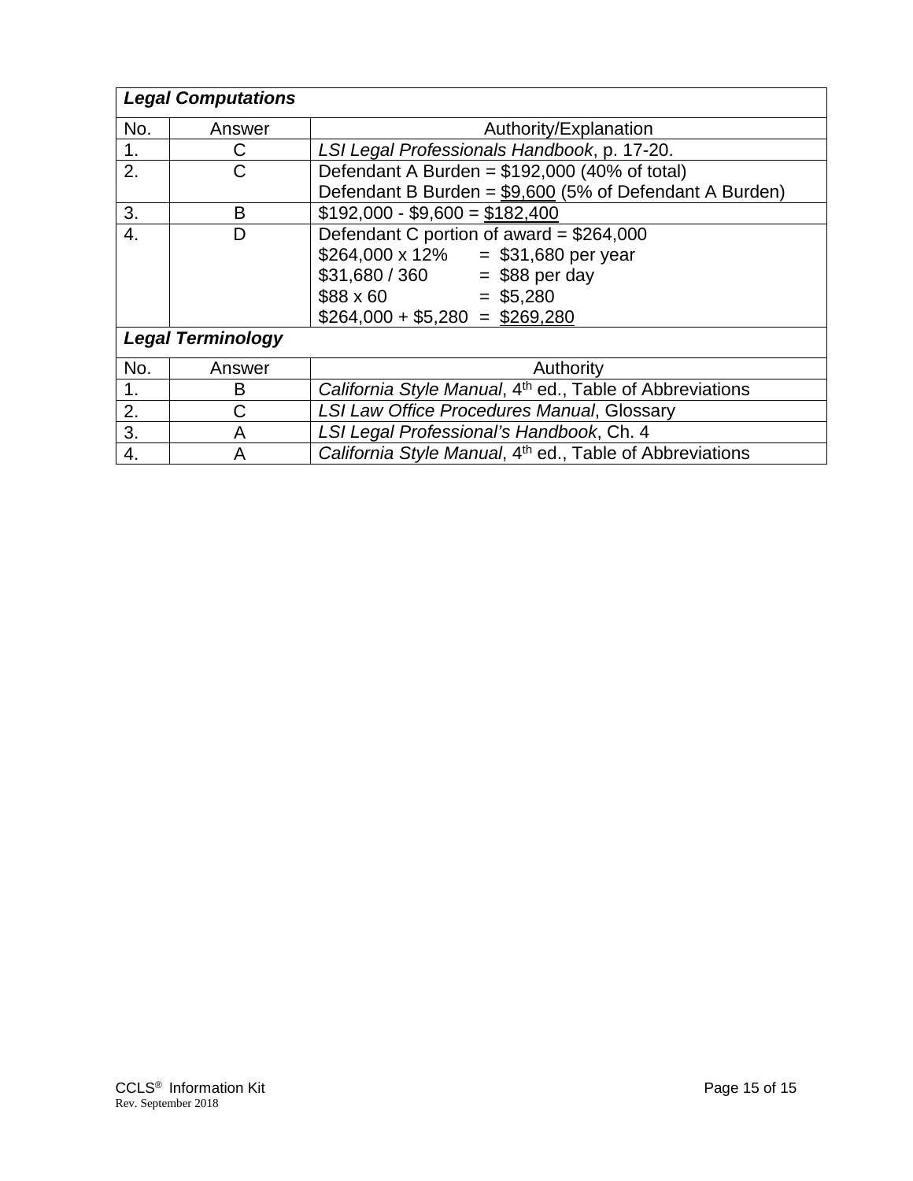| ***Legal Computations*** | | |
|---|---|---|
| No. | Answer | Authority/Explanation |
| 1. | C | *LSI Legal Professionals Handbook*, p. 17-20. |
| 2. | C | Defendant A Burden = \$192,000 (40% of total)<br>Defendant B Burden = <u>\$9,600</u> (5% of Defendant A Burden) |
| 3. | B | \$192,000 - \$9,600 = <u>\$182,400</u> |
| 4. | D | Defendant C portion of award = \$264,000<br>\$264,000 x 12% = \$31,680 per year<br>\$31,680 / 360 = \$88 per day<br>\$88 x 60 = \$5,280<br>\$264,000 + \$5,280 = <u>\$269,280</u> |
| ***Legal Terminology*** | | |
| No. | Answer | Authority |
| 1. | B | *California Style Manual*, 4th ed., Table of Abbreviations |
| 2. | C | *LSI Law Office Procedures Manual*, Glossary |
| 3. | A | *LSI Legal Professional's Handbook*, Ch. 4 |
| 4. | A | *California Style Manual*, 4th ed., Table of Abbreviations |